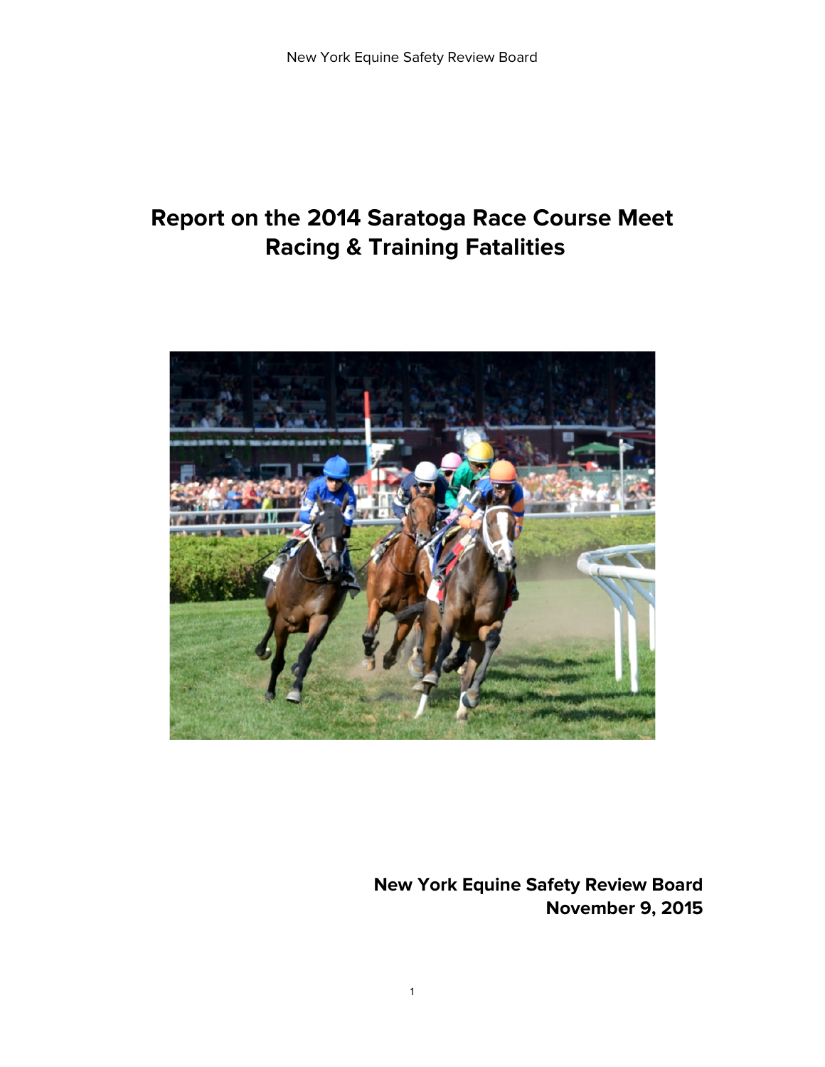# Report on the 2014 Saratoga Race Course Meet Racing & Training Fatalities

**New York Equine Safety Review Board**
**November 9, 2015**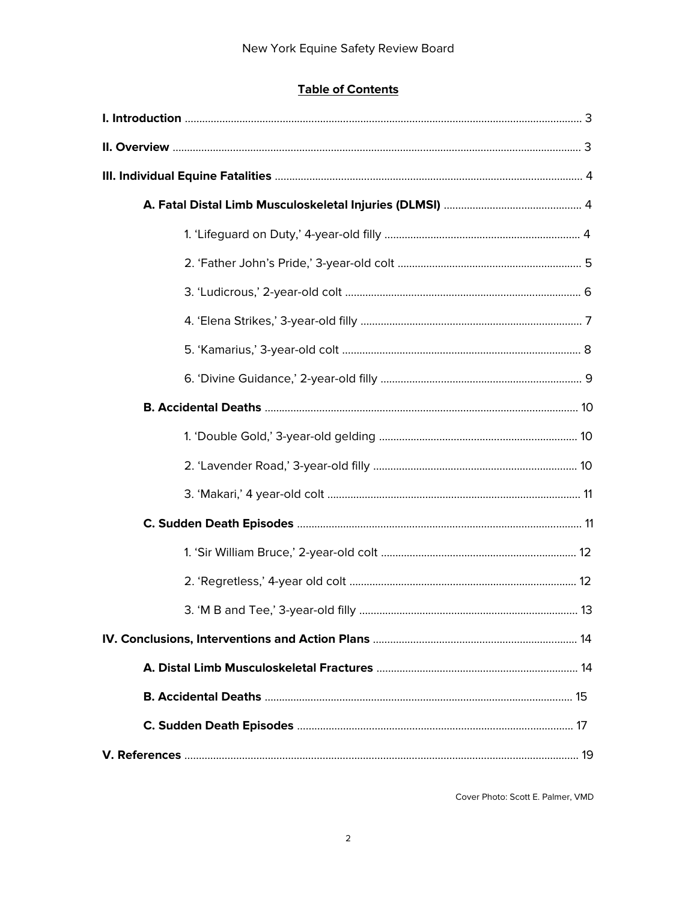## Table of Contents

**I. Introduction** ........................................................ 3

**II. Overview** ........................................................ 3

**III. Individual Equine Fatalities** ........................................................ 4

- **A. Fatal Distal Limb Musculoskeletal Injuries (DLMSI)** ........................................................ 4
  1. 'Lifeguard on Duty,' 4-year-old filly ........................................................ 4
  2. 'Father John's Pride,' 3-year-old colt ........................................................ 5
  3. 'Ludicrous,' 2-year-old colt ........................................................ 6
  4. 'Elena Strikes,' 3-year-old filly ........................................................ 7
  5. 'Kamarius,' 3-year-old colt ........................................................ 8
  6. 'Divine Guidance,' 2-year-old filly ........................................................ 9
- **B. Accidental Deaths** ........................................................ 10
  1. 'Double Gold,' 3-year-old gelding ........................................................ 10
  2. 'Lavender Road,' 3-year-old filly ........................................................ 10
  3. 'Makari,' 4 year-old colt ........................................................ 11
- **C. Sudden Death Episodes** ........................................................ 11
  1. 'Sir William Bruce,' 2-year-old colt ........................................................ 12
  2. 'Regretless,' 4-year old colt ........................................................ 12
  3. 'M B and Tee,' 3-year-old filly ........................................................ 13

**IV. Conclusions, Interventions and Action Plans** ........................................................ 14

- **A. Distal Limb Musculoskeletal Fractures** ........................................................ 14
- **B. Accidental Deaths** ........................................................ 15
- **C. Sudden Death Episodes** ........................................................ 17

**V. References** ........................................................ 19

Cover Photo: Scott E. Palmer, VMD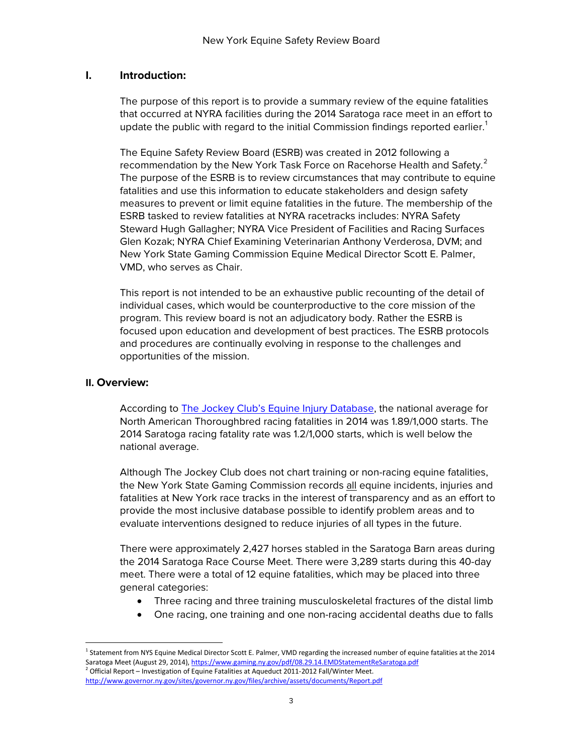## I. Introduction:

The purpose of this report is to provide a summary review of the equine fatalities that occurred at NYRA facilities during the 2014 Saratoga race meet in an effort to update the public with regard to the initial Commission findings reported earlier.[1]

The Equine Safety Review Board (ESRB) was created in 2012 following a recommendation by the New York Task Force on Racehorse Health and Safety.[2] The purpose of the ESRB is to review circumstances that may contribute to equine fatalities and use this information to educate stakeholders and design safety measures to prevent or limit equine fatalities in the future. The membership of the ESRB tasked to review fatalities at NYRA racetracks includes: NYRA Safety Steward Hugh Gallagher; NYRA Vice President of Facilities and Racing Surfaces Glen Kozak; NYRA Chief Examining Veterinarian Anthony Verderosa, DVM; and New York State Gaming Commission Equine Medical Director Scott E. Palmer, VMD, who serves as Chair.

This report is not intended to be an exhaustive public recounting of the detail of individual cases, which would be counterproductive to the core mission of the program. This review board is not an adjudicatory body. Rather the ESRB is focused upon education and development of best practices. The ESRB protocols and procedures are continually evolving in response to the challenges and opportunities of the mission.

## II. Overview:

According to [The Jockey Club's Equine Injury Database](), the national average for North American Thoroughbred racing fatalities in 2014 was 1.89/1,000 starts. The 2014 Saratoga racing fatality rate was 1.2/1,000 starts, which is well below the national average.

Although The Jockey Club does not chart training or non-racing equine fatalities, the New York State Gaming Commission records all equine incidents, injuries and fatalities at New York race tracks in the interest of transparency and as an effort to provide the most inclusive database possible to identify problem areas and to evaluate interventions designed to reduce injuries of all types in the future.

There were approximately 2,427 horses stabled in the Saratoga Barn areas during the 2014 Saratoga Race Course Meet. There were 3,289 starts during this 40-day meet. There were a total of 12 equine fatalities, which may be placed into three general categories:

- Three racing and three training musculoskeletal fractures of the distal limb
- One racing, one training and one non-racing accidental deaths due to falls

---

[1] Statement from NYS Equine Medical Director Scott E. Palmer, VMD regarding the increased number of equine fatalities at the 2014 Saratoga Meet (August 29, 2014), https://www.gaming.ny.gov/pdf/08.29.14.EMDStatementReSaratoga.pdf

[2] Official Report – Investigation of Equine Fatalities at Aqueduct 2011-2012 Fall/Winter Meet. http://www.governor.ny.gov/sites/governor.ny.gov/files/archive/assets/documents/Report.pdf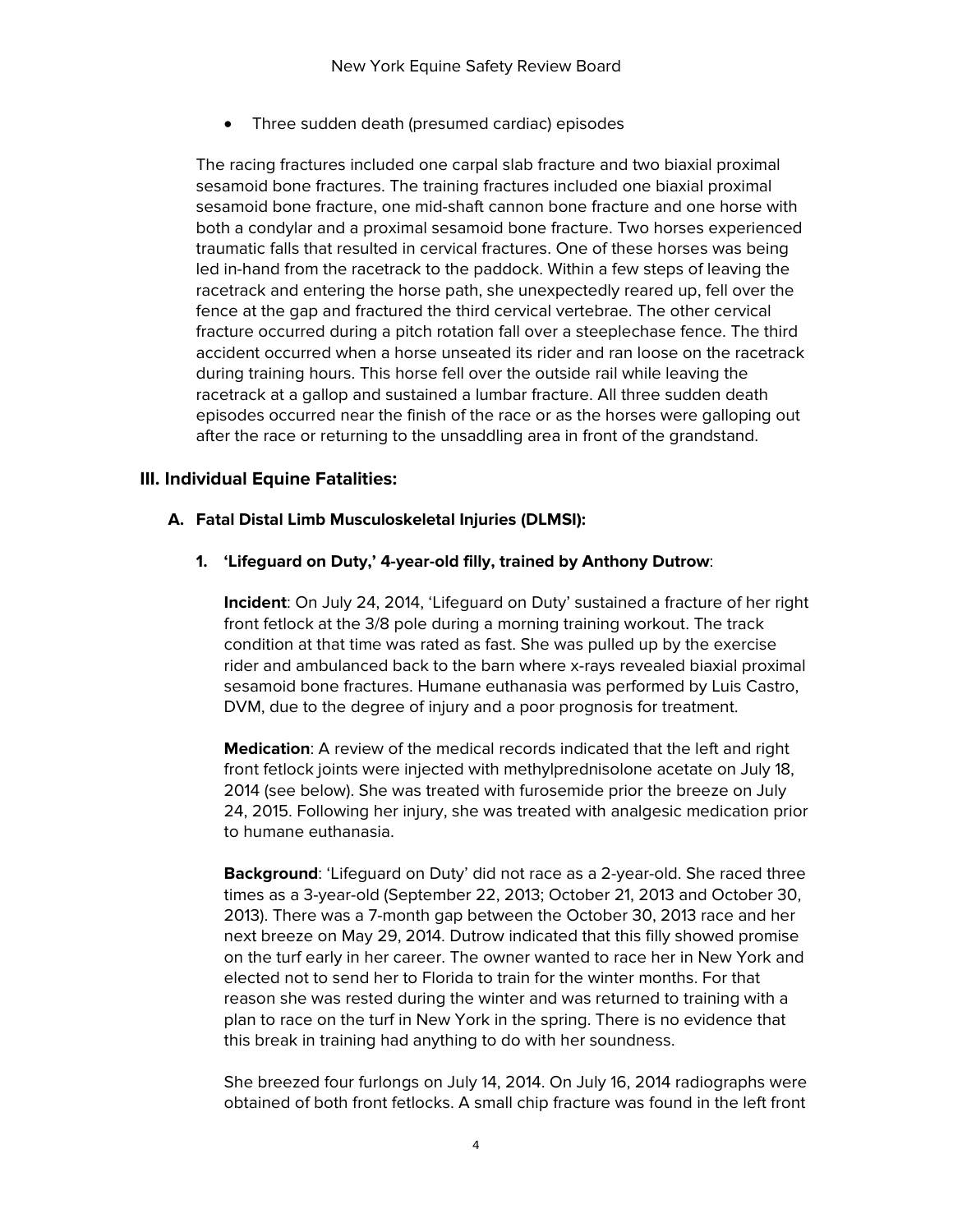- Three sudden death (presumed cardiac) episodes

The racing fractures included one carpal slab fracture and two biaxial proximal sesamoid bone fractures. The training fractures included one biaxial proximal sesamoid bone fracture, one mid-shaft cannon bone fracture and one horse with both a condylar and a proximal sesamoid bone fracture. Two horses experienced traumatic falls that resulted in cervical fractures. One of these horses was being led in-hand from the racetrack to the paddock. Within a few steps of leaving the racetrack and entering the horse path, she unexpectedly reared up, fell over the fence at the gap and fractured the third cervical vertebrae. The other cervical fracture occurred during a pitch rotation fall over a steeplechase fence. The third accident occurred when a horse unseated its rider and ran loose on the racetrack during training hours. This horse fell over the outside rail while leaving the racetrack at a gallop and sustained a lumbar fracture. All three sudden death episodes occurred near the finish of the race or as the horses were galloping out after the race or returning to the unsaddling area in front of the grandstand.

## III. Individual Equine Fatalities:

### A. Fatal Distal Limb Musculoskeletal Injuries (DLMSI):

#### 1. 'Lifeguard on Duty,' 4-year-old filly, trained by Anthony Dutrow:

**Incident**: On July 24, 2014, 'Lifeguard on Duty' sustained a fracture of her right front fetlock at the 3/8 pole during a morning training workout. The track condition at that time was rated as fast. She was pulled up by the exercise rider and ambulanced back to the barn where x-rays revealed biaxial proximal sesamoid bone fractures. Humane euthanasia was performed by Luis Castro, DVM, due to the degree of injury and a poor prognosis for treatment.

**Medication**: A review of the medical records indicated that the left and right front fetlock joints were injected with methylprednisolone acetate on July 18, 2014 (see below). She was treated with furosemide prior the breeze on July 24, 2015. Following her injury, she was treated with analgesic medication prior to humane euthanasia.

**Background**: 'Lifeguard on Duty' did not race as a 2-year-old. She raced three times as a 3-year-old (September 22, 2013; October 21, 2013 and October 30, 2013). There was a 7-month gap between the October 30, 2013 race and her next breeze on May 29, 2014. Dutrow indicated that this filly showed promise on the turf early in her career. The owner wanted to race her in New York and elected not to send her to Florida to train for the winter months. For that reason she was rested during the winter and was returned to training with a plan to race on the turf in New York in the spring. There is no evidence that this break in training had anything to do with her soundness.

She breezed four furlongs on July 14, 2014. On July 16, 2014 radiographs were obtained of both front fetlocks. A small chip fracture was found in the left front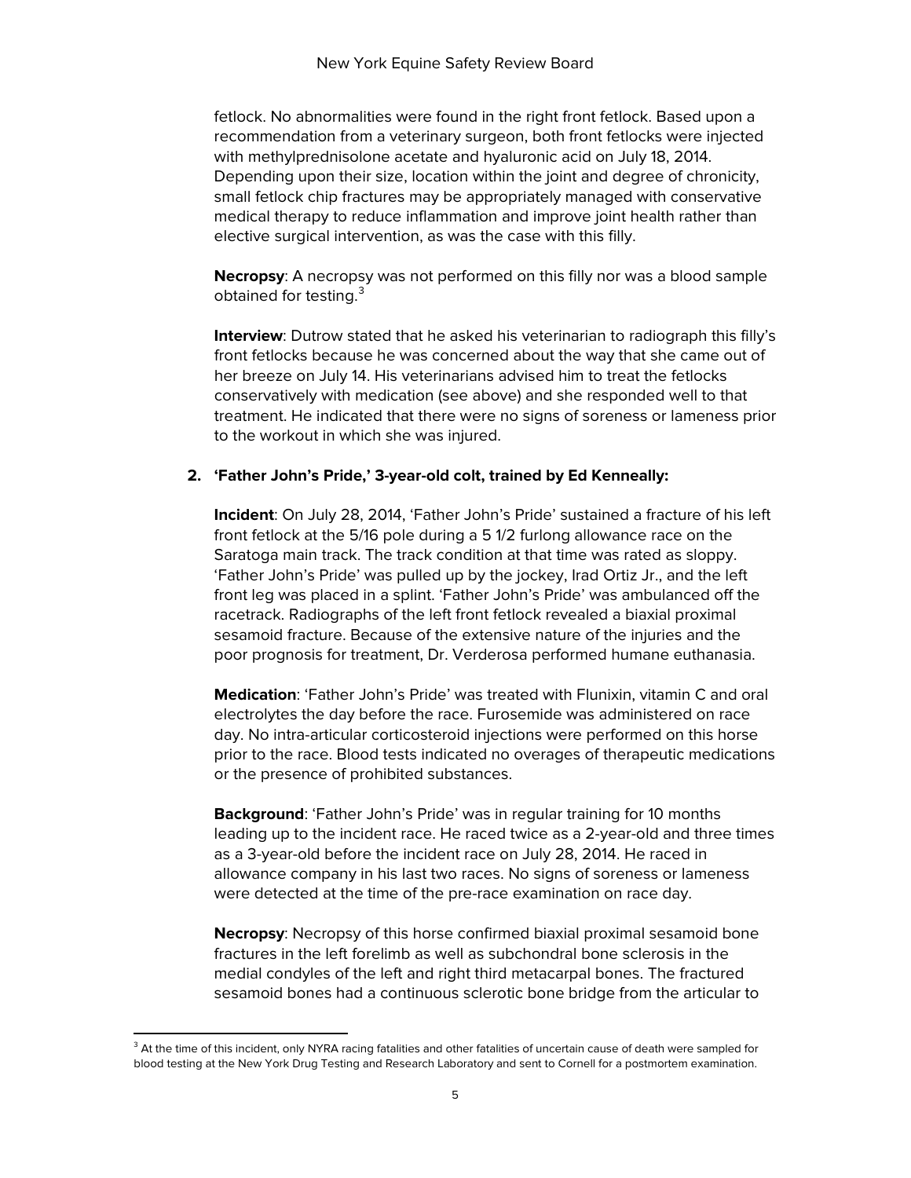fetlock. No abnormalities were found in the right front fetlock. Based upon a recommendation from a veterinary surgeon, both front fetlocks were injected with methylprednisolone acetate and hyaluronic acid on July 18, 2014. Depending upon their size, location within the joint and degree of chronicity, small fetlock chip fractures may be appropriately managed with conservative medical therapy to reduce inflammation and improve joint health rather than elective surgical intervention, as was the case with this filly.

**Necropsy**: A necropsy was not performed on this filly nor was a blood sample obtained for testing.[3]

**Interview**: Dutrow stated that he asked his veterinarian to radiograph this filly's front fetlocks because he was concerned about the way that she came out of her breeze on July 14. His veterinarians advised him to treat the fetlocks conservatively with medication (see above) and she responded well to that treatment. He indicated that there were no signs of soreness or lameness prior to the workout in which she was injured.

2. **'Father John's Pride,' 3-year-old colt, trained by Ed Kenneally:**

**Incident**: On July 28, 2014, 'Father John's Pride' sustained a fracture of his left front fetlock at the 5/16 pole during a 5 1/2 furlong allowance race on the Saratoga main track. The track condition at that time was rated as sloppy. 'Father John's Pride' was pulled up by the jockey, Irad Ortiz Jr., and the left front leg was placed in a splint. 'Father John's Pride' was ambulanced off the racetrack. Radiographs of the left front fetlock revealed a biaxial proximal sesamoid fracture. Because of the extensive nature of the injuries and the poor prognosis for treatment, Dr. Verderosa performed humane euthanasia.

**Medication**: 'Father John's Pride' was treated with Flunixin, vitamin C and oral electrolytes the day before the race. Furosemide was administered on race day. No intra-articular corticosteroid injections were performed on this horse prior to the race. Blood tests indicated no overages of therapeutic medications or the presence of prohibited substances.

**Background**: 'Father John's Pride' was in regular training for 10 months leading up to the incident race. He raced twice as a 2-year-old and three times as a 3-year-old before the incident race on July 28, 2014. He raced in allowance company in his last two races. No signs of soreness or lameness were detected at the time of the pre-race examination on race day.

**Necropsy**: Necropsy of this horse confirmed biaxial proximal sesamoid bone fractures in the left forelimb as well as subchondral bone sclerosis in the medial condyles of the left and right third metacarpal bones. The fractured sesamoid bones had a continuous sclerotic bone bridge from the articular to

---

[3] At the time of this incident, only NYRA racing fatalities and other fatalities of uncertain cause of death were sampled for blood testing at the New York Drug Testing and Research Laboratory and sent to Cornell for a postmortem examination.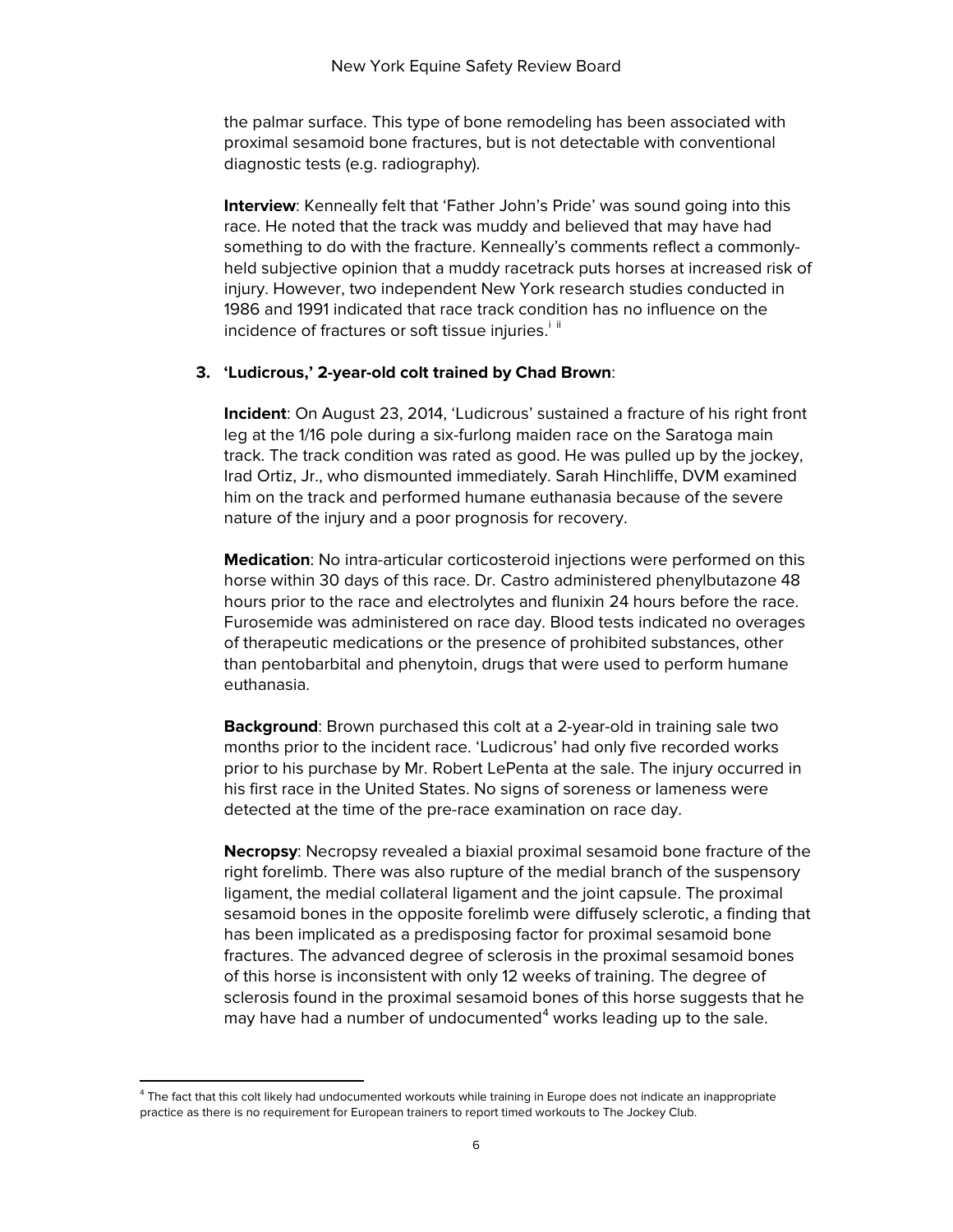the palmar surface. This type of bone remodeling has been associated with proximal sesamoid bone fractures, but is not detectable with conventional diagnostic tests (e.g. radiography).

**Interview**: Kenneally felt that 'Father John's Pride' was sound going into this race. He noted that the track was muddy and believed that may have had something to do with the fracture. Kenneally's comments reflect a commonly-held subjective opinion that a muddy racetrack puts horses at increased risk of injury. However, two independent New York research studies conducted in 1986 and 1991 indicated that race track condition has no influence on the incidence of fractures or soft tissue injuries.[i] [ii]

3. **'Ludicrous,' 2-year-old colt trained by Chad Brown**:

**Incident**: On August 23, 2014, 'Ludicrous' sustained a fracture of his right front leg at the 1/16 pole during a six-furlong maiden race on the Saratoga main track. The track condition was rated as good. He was pulled up by the jockey, Irad Ortiz, Jr., who dismounted immediately. Sarah Hinchliffe, DVM examined him on the track and performed humane euthanasia because of the severe nature of the injury and a poor prognosis for recovery.

**Medication**: No intra-articular corticosteroid injections were performed on this horse within 30 days of this race. Dr. Castro administered phenylbutazone 48 hours prior to the race and electrolytes and flunixin 24 hours before the race. Furosemide was administered on race day. Blood tests indicated no overages of therapeutic medications or the presence of prohibited substances, other than pentobarbital and phenytoin, drugs that were used to perform humane euthanasia.

**Background**: Brown purchased this colt at a 2-year-old in training sale two months prior to the incident race. 'Ludicrous' had only five recorded works prior to his purchase by Mr. Robert LePenta at the sale. The injury occurred in his first race in the United States. No signs of soreness or lameness were detected at the time of the pre-race examination on race day.

**Necropsy**: Necropsy revealed a biaxial proximal sesamoid bone fracture of the right forelimb. There was also rupture of the medial branch of the suspensory ligament, the medial collateral ligament and the joint capsule. The proximal sesamoid bones in the opposite forelimb were diffusely sclerotic, a finding that has been implicated as a predisposing factor for proximal sesamoid bone fractures. The advanced degree of sclerosis in the proximal sesamoid bones of this horse is inconsistent with only 12 weeks of training. The degree of sclerosis found in the proximal sesamoid bones of this horse suggests that he may have had a number of undocumented[4] works leading up to the sale.

---

[4] The fact that this colt likely had undocumented workouts while training in Europe does not indicate an inappropriate practice as there is no requirement for European trainers to report timed workouts to The Jockey Club.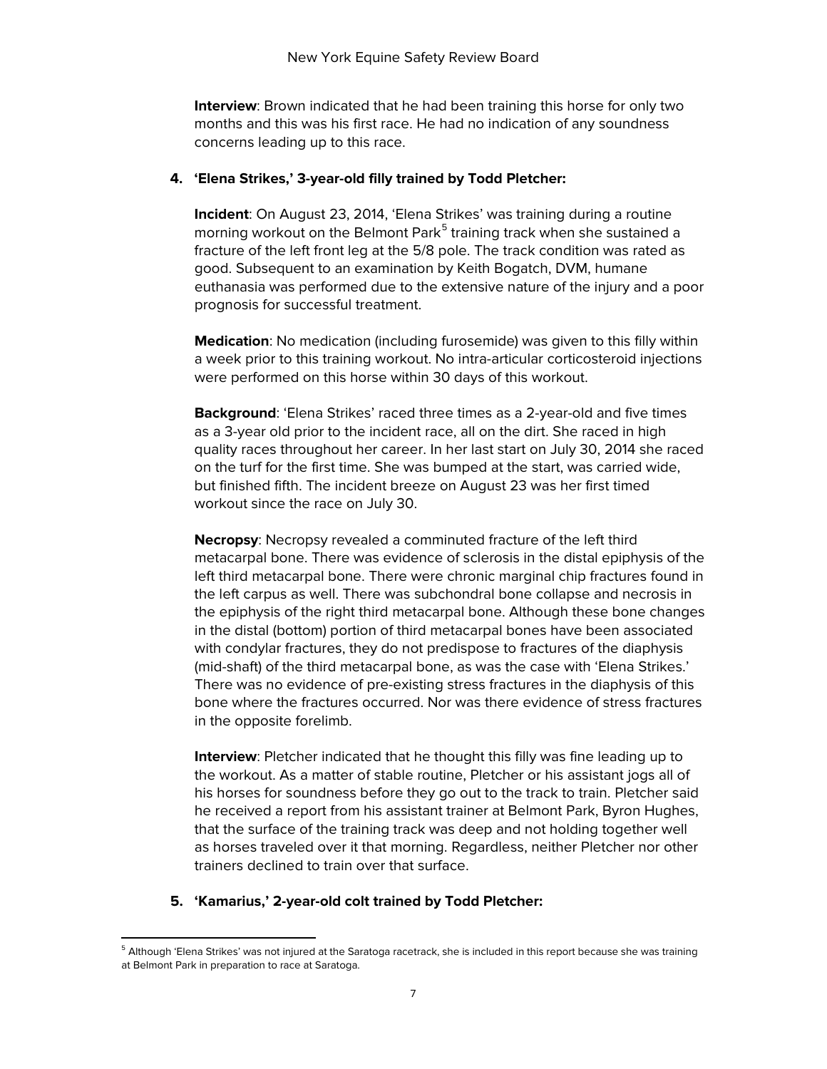**Interview**: Brown indicated that he had been training this horse for only two months and this was his first race. He had no indication of any soundness concerns leading up to this race.

4. **'Elena Strikes,' 3-year-old filly trained by Todd Pletcher:**

   **Incident**: On August 23, 2014, 'Elena Strikes' was training during a routine morning workout on the Belmont Park[5] training track when she sustained a fracture of the left front leg at the 5/8 pole. The track condition was rated as good. Subsequent to an examination by Keith Bogatch, DVM, humane euthanasia was performed due to the extensive nature of the injury and a poor prognosis for successful treatment.

   **Medication**: No medication (including furosemide) was given to this filly within a week prior to this training workout. No intra-articular corticosteroid injections were performed on this horse within 30 days of this workout.

   **Background**: 'Elena Strikes' raced three times as a 2-year-old and five times as a 3-year old prior to the incident race, all on the dirt. She raced in high quality races throughout her career. In her last start on July 30, 2014 she raced on the turf for the first time. She was bumped at the start, was carried wide, but finished fifth. The incident breeze on August 23 was her first timed workout since the race on July 30.

   **Necropsy**: Necropsy revealed a comminuted fracture of the left third metacarpal bone. There was evidence of sclerosis in the distal epiphysis of the left third metacarpal bone. There were chronic marginal chip fractures found in the left carpus as well. There was subchondral bone collapse and necrosis in the epiphysis of the right third metacarpal bone. Although these bone changes in the distal (bottom) portion of third metacarpal bones have been associated with condylar fractures, they do not predispose to fractures of the diaphysis (mid-shaft) of the third metacarpal bone, as was the case with 'Elena Strikes.' There was no evidence of pre-existing stress fractures in the diaphysis of this bone where the fractures occurred. Nor was there evidence of stress fractures in the opposite forelimb.

   **Interview**: Pletcher indicated that he thought this filly was fine leading up to the workout. As a matter of stable routine, Pletcher or his assistant jogs all of his horses for soundness before they go out to the track to train. Pletcher said he received a report from his assistant trainer at Belmont Park, Byron Hughes, that the surface of the training track was deep and not holding together well as horses traveled over it that morning. Regardless, neither Pletcher nor other trainers declined to train over that surface.

5. **'Kamarius,' 2-year-old colt trained by Todd Pletcher:**

[5] Although 'Elena Strikes' was not injured at the Saratoga racetrack, she is included in this report because she was training at Belmont Park in preparation to race at Saratoga.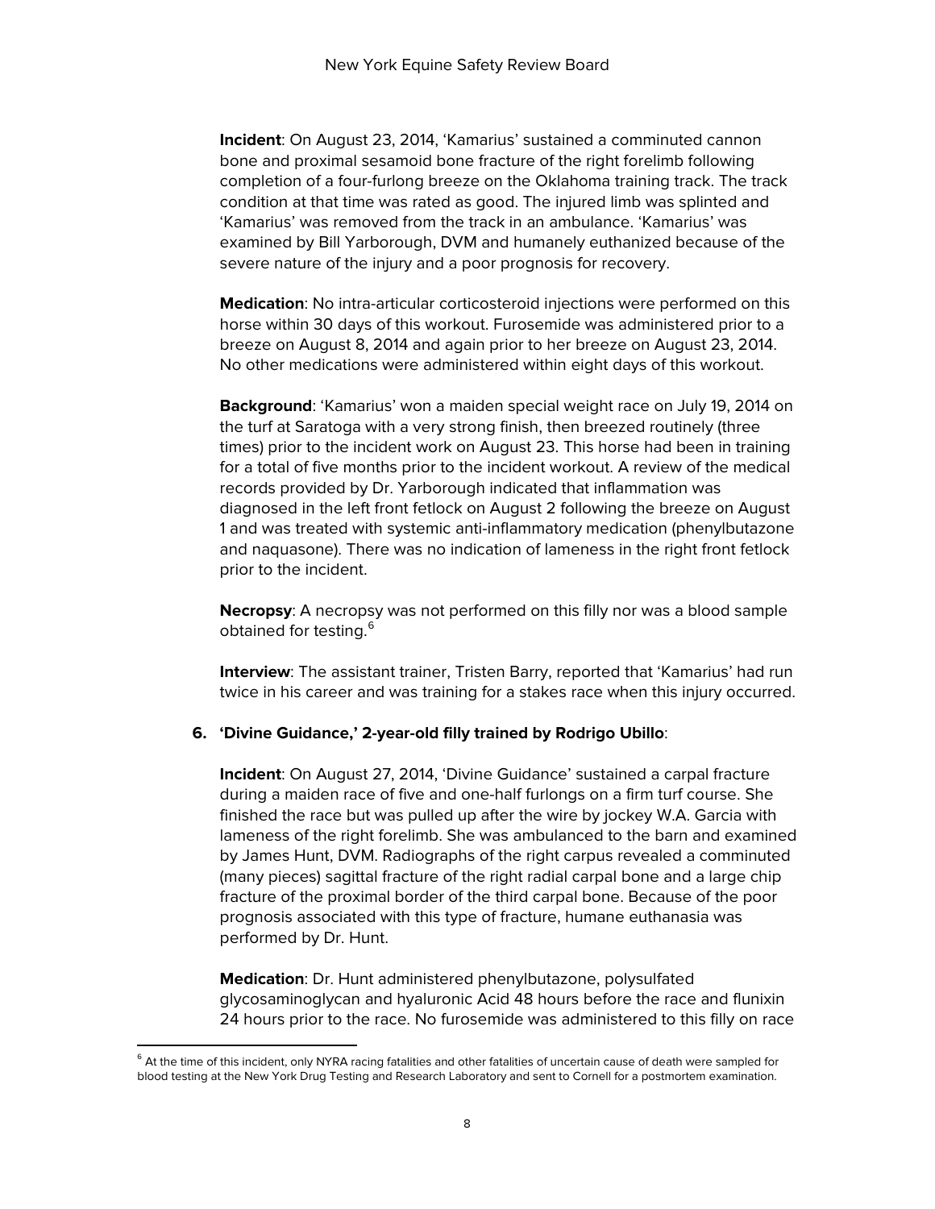**Incident**: On August 23, 2014, ‘Kamarius’ sustained a comminuted cannon bone and proximal sesamoid bone fracture of the right forelimb following completion of a four-furlong breeze on the Oklahoma training track. The track condition at that time was rated as good. The injured limb was splinted and ‘Kamarius’ was removed from the track in an ambulance. ‘Kamarius’ was examined by Bill Yarborough, DVM and humanely euthanized because of the severe nature of the injury and a poor prognosis for recovery.

**Medication**: No intra-articular corticosteroid injections were performed on this horse within 30 days of this workout. Furosemide was administered prior to a breeze on August 8, 2014 and again prior to her breeze on August 23, 2014. No other medications were administered within eight days of this workout.

**Background**: ‘Kamarius’ won a maiden special weight race on July 19, 2014 on the turf at Saratoga with a very strong finish, then breezed routinely (three times) prior to the incident work on August 23. This horse had been in training for a total of five months prior to the incident workout. A review of the medical records provided by Dr. Yarborough indicated that inflammation was diagnosed in the left front fetlock on August 2 following the breeze on August 1 and was treated with systemic anti-inflammatory medication (phenylbutazone and naquasone). There was no indication of lameness in the right front fetlock prior to the incident.

**Necropsy**: A necropsy was not performed on this filly nor was a blood sample obtained for testing.[6]

**Interview**: The assistant trainer, Tristen Barry, reported that ‘Kamarius’ had run twice in his career and was training for a stakes race when this injury occurred.

6. **‘Divine Guidance,’ 2-year-old filly trained by Rodrigo Ubillo**:

**Incident**: On August 27, 2014, ‘Divine Guidance’ sustained a carpal fracture during a maiden race of five and one-half furlongs on a firm turf course. She finished the race but was pulled up after the wire by jockey W.A. Garcia with lameness of the right forelimb. She was ambulanced to the barn and examined by James Hunt, DVM. Radiographs of the right carpus revealed a comminuted (many pieces) sagittal fracture of the right radial carpal bone and a large chip fracture of the proximal border of the third carpal bone. Because of the poor prognosis associated with this type of fracture, humane euthanasia was performed by Dr. Hunt.

**Medication**: Dr. Hunt administered phenylbutazone, polysulfated glycosaminoglycan and hyaluronic Acid 48 hours before the race and flunixin 24 hours prior to the race. No furosemide was administered to this filly on race

[6] At the time of this incident, only NYRA racing fatalities and other fatalities of uncertain cause of death were sampled for blood testing at the New York Drug Testing and Research Laboratory and sent to Cornell for a postmortem examination.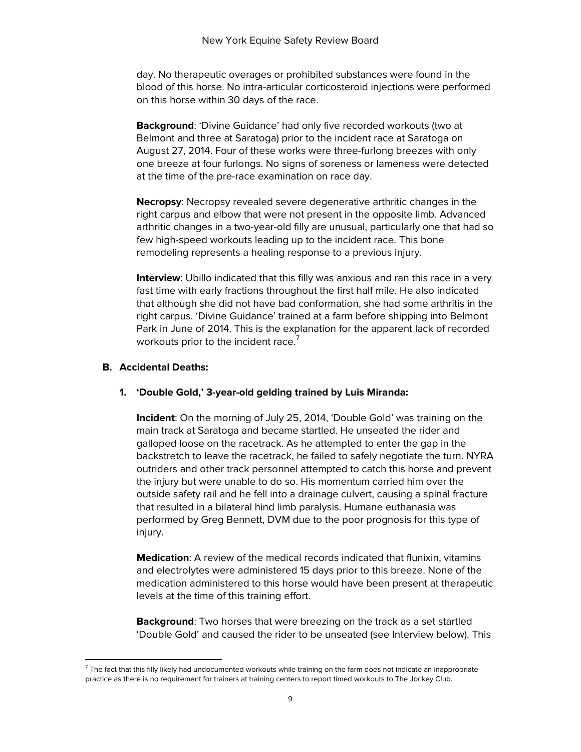day. No therapeutic overages or prohibited substances were found in the blood of this horse. No intra-articular corticosteroid injections were performed on this horse within 30 days of the race.

**Background**: 'Divine Guidance' had only five recorded workouts (two at Belmont and three at Saratoga) prior to the incident race at Saratoga on August 27, 2014. Four of these works were three-furlong breezes with only one breeze at four furlongs. No signs of soreness or lameness were detected at the time of the pre-race examination on race day.

**Necropsy**: Necropsy revealed severe degenerative arthritic changes in the right carpus and elbow that were not present in the opposite limb. Advanced arthritic changes in a two-year-old filly are unusual, particularly one that had so few high-speed workouts leading up to the incident race. This bone remodeling represents a healing response to a previous injury.

**Interview**: Ubillo indicated that this filly was anxious and ran this race in a very fast time with early fractions throughout the first half mile. He also indicated that although she did not have bad conformation, she had some arthritis in the right carpus. 'Divine Guidance' trained at a farm before shipping into Belmont Park in June of 2014. This is the explanation for the apparent lack of recorded workouts prior to the incident race.[7]

### B. Accidental Deaths:

#### 1. 'Double Gold,' 3-year-old gelding trained by Luis Miranda:

**Incident**: On the morning of July 25, 2014, 'Double Gold' was training on the main track at Saratoga and became startled. He unseated the rider and galloped loose on the racetrack. As he attempted to enter the gap in the backstretch to leave the racetrack, he failed to safely negotiate the turn. NYRA outriders and other track personnel attempted to catch this horse and prevent the injury but were unable to do so. His momentum carried him over the outside safety rail and he fell into a drainage culvert, causing a spinal fracture that resulted in a bilateral hind limb paralysis. Humane euthanasia was performed by Greg Bennett, DVM due to the poor prognosis for this type of injury.

**Medication**: A review of the medical records indicated that flunixin, vitamins and electrolytes were administered 15 days prior to this breeze. None of the medication administered to this horse would have been present at therapeutic levels at the time of this training effort.

**Background**: Two horses that were breezing on the track as a set startled 'Double Gold' and caused the rider to be unseated (see Interview below). This

[7] The fact that this filly likely had undocumented workouts while training on the farm does not indicate an inappropriate practice as there is no requirement for trainers at training centers to report timed workouts to The Jockey Club.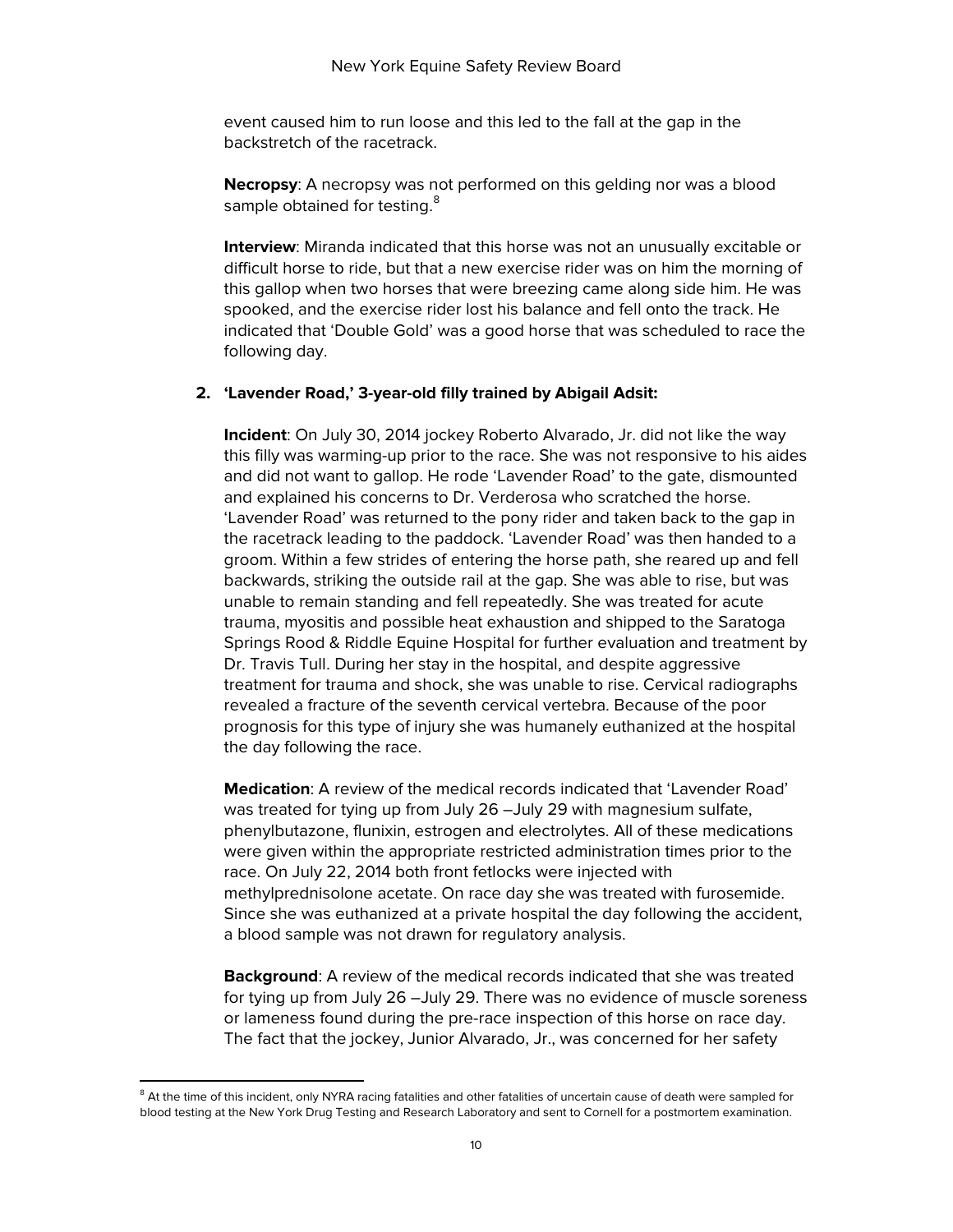event caused him to run loose and this led to the fall at the gap in the backstretch of the racetrack.

**Necropsy**: A necropsy was not performed on this gelding nor was a blood sample obtained for testing.[8]

**Interview**: Miranda indicated that this horse was not an unusually excitable or difficult horse to ride, but that a new exercise rider was on him the morning of this gallop when two horses that were breezing came along side him. He was spooked, and the exercise rider lost his balance and fell onto the track. He indicated that 'Double Gold' was a good horse that was scheduled to race the following day.

2. **'Lavender Road,' 3-year-old filly trained by Abigail Adsit:**

**Incident**: On July 30, 2014 jockey Roberto Alvarado, Jr. did not like the way this filly was warming-up prior to the race. She was not responsive to his aides and did not want to gallop. He rode 'Lavender Road' to the gate, dismounted and explained his concerns to Dr. Verderosa who scratched the horse. 'Lavender Road' was returned to the pony rider and taken back to the gap in the racetrack leading to the paddock. 'Lavender Road' was then handed to a groom. Within a few strides of entering the horse path, she reared up and fell backwards, striking the outside rail at the gap. She was able to rise, but was unable to remain standing and fell repeatedly. She was treated for acute trauma, myositis and possible heat exhaustion and shipped to the Saratoga Springs Rood & Riddle Equine Hospital for further evaluation and treatment by Dr. Travis Tull. During her stay in the hospital, and despite aggressive treatment for trauma and shock, she was unable to rise. Cervical radiographs revealed a fracture of the seventh cervical vertebra. Because of the poor prognosis for this type of injury she was humanely euthanized at the hospital the day following the race.

**Medication**: A review of the medical records indicated that 'Lavender Road' was treated for tying up from July 26 –July 29 with magnesium sulfate, phenylbutazone, flunixin, estrogen and electrolytes. All of these medications were given within the appropriate restricted administration times prior to the race. On July 22, 2014 both front fetlocks were injected with methylprednisolone acetate. On race day she was treated with furosemide. Since she was euthanized at a private hospital the day following the accident, a blood sample was not drawn for regulatory analysis.

**Background**: A review of the medical records indicated that she was treated for tying up from July 26 –July 29. There was no evidence of muscle soreness or lameness found during the pre-race inspection of this horse on race day. The fact that the jockey, Junior Alvarado, Jr., was concerned for her safety

---

[8] At the time of this incident, only NYRA racing fatalities and other fatalities of uncertain cause of death were sampled for blood testing at the New York Drug Testing and Research Laboratory and sent to Cornell for a postmortem examination.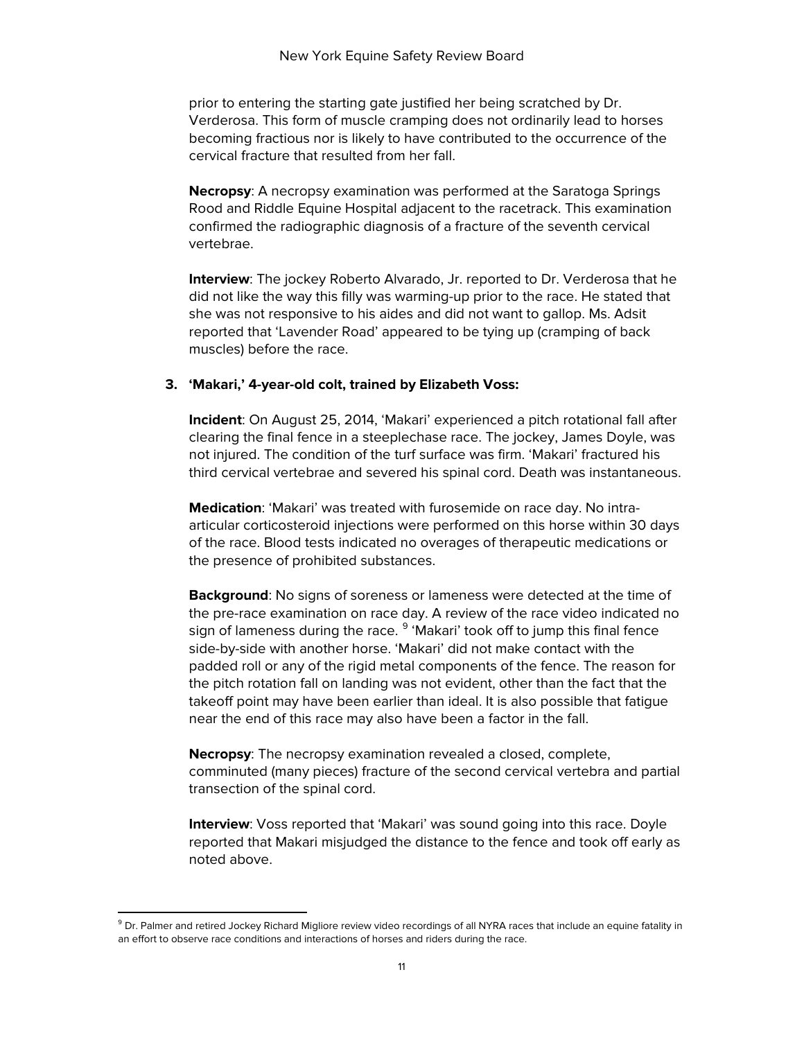prior to entering the starting gate justified her being scratched by Dr. Verderosa. This form of muscle cramping does not ordinarily lead to horses becoming fractious nor is likely to have contributed to the occurrence of the cervical fracture that resulted from her fall.

**Necropsy**: A necropsy examination was performed at the Saratoga Springs Rood and Riddle Equine Hospital adjacent to the racetrack. This examination confirmed the radiographic diagnosis of a fracture of the seventh cervical vertebrae.

**Interview**: The jockey Roberto Alvarado, Jr. reported to Dr. Verderosa that he did not like the way this filly was warming-up prior to the race. He stated that she was not responsive to his aides and did not want to gallop. Ms. Adsit reported that 'Lavender Road' appeared to be tying up (cramping of back muscles) before the race.

3. **'Makari,' 4-year-old colt, trained by Elizabeth Voss:**

**Incident**: On August 25, 2014, 'Makari' experienced a pitch rotational fall after clearing the final fence in a steeplechase race. The jockey, James Doyle, was not injured. The condition of the turf surface was firm. 'Makari' fractured his third cervical vertebrae and severed his spinal cord. Death was instantaneous.

**Medication**: 'Makari' was treated with furosemide on race day. No intra-articular corticosteroid injections were performed on this horse within 30 days of the race. Blood tests indicated no overages of therapeutic medications or the presence of prohibited substances.

**Background**: No signs of soreness or lameness were detected at the time of the pre-race examination on race day. A review of the race video indicated no sign of lameness during the race. [9] 'Makari' took off to jump this final fence side-by-side with another horse. 'Makari' did not make contact with the padded roll or any of the rigid metal components of the fence. The reason for the pitch rotation fall on landing was not evident, other than the fact that the takeoff point may have been earlier than ideal. It is also possible that fatigue near the end of this race may also have been a factor in the fall.

**Necropsy**: The necropsy examination revealed a closed, complete, comminuted (many pieces) fracture of the second cervical vertebra and partial transection of the spinal cord.

**Interview**: Voss reported that 'Makari' was sound going into this race. Doyle reported that Makari misjudged the distance to the fence and took off early as noted above.

[9] Dr. Palmer and retired Jockey Richard Migliore review video recordings of all NYRA races that include an equine fatality in an effort to observe race conditions and interactions of horses and riders during the race.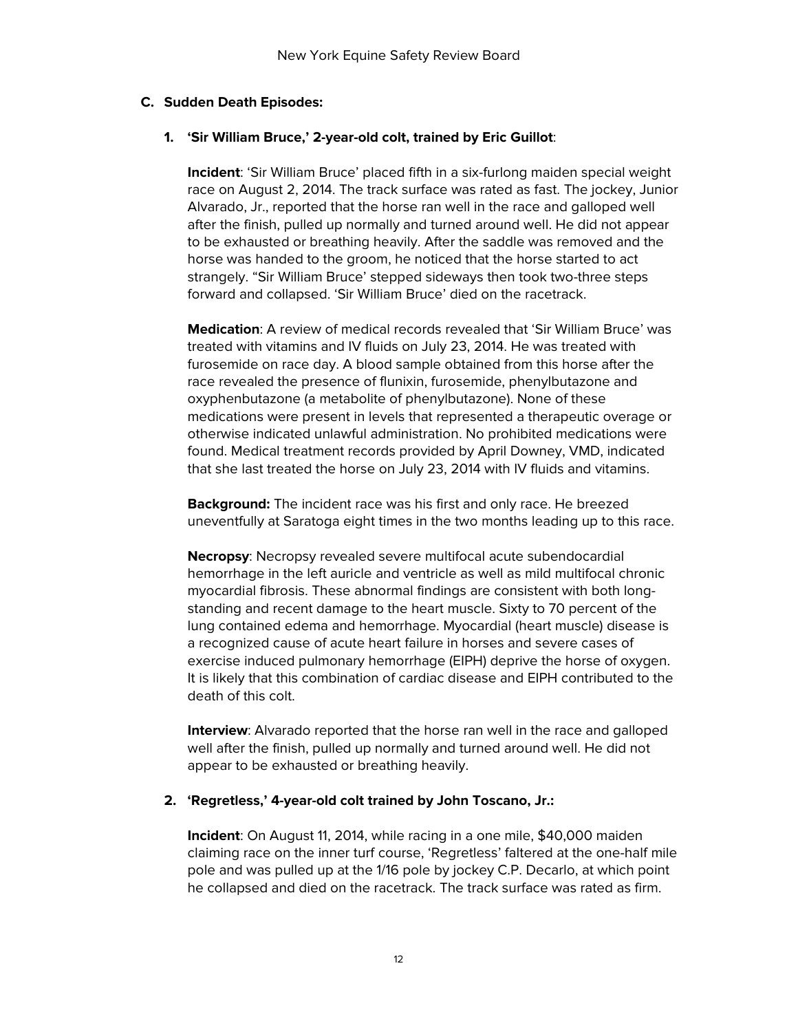## C. Sudden Death Episodes:

### 1. 'Sir William Bruce,' 2-year-old colt, trained by Eric Guillot:

**Incident**: 'Sir William Bruce' placed fifth in a six-furlong maiden special weight race on August 2, 2014. The track surface was rated as fast. The jockey, Junior Alvarado, Jr., reported that the horse ran well in the race and galloped well after the finish, pulled up normally and turned around well. He did not appear to be exhausted or breathing heavily. After the saddle was removed and the horse was handed to the groom, he noticed that the horse started to act strangely. "Sir William Bruce' stepped sideways then took two-three steps forward and collapsed. 'Sir William Bruce' died on the racetrack.

**Medication**: A review of medical records revealed that 'Sir William Bruce' was treated with vitamins and IV fluids on July 23, 2014. He was treated with furosemide on race day. A blood sample obtained from this horse after the race revealed the presence of flunixin, furosemide, phenylbutazone and oxyphenbutazone (a metabolite of phenylbutazone). None of these medications were present in levels that represented a therapeutic overage or otherwise indicated unlawful administration. No prohibited medications were found. Medical treatment records provided by April Downey, VMD, indicated that she last treated the horse on July 23, 2014 with IV fluids and vitamins.

**Background:** The incident race was his first and only race. He breezed uneventfully at Saratoga eight times in the two months leading up to this race.

**Necropsy**: Necropsy revealed severe multifocal acute subendocardial hemorrhage in the left auricle and ventricle as well as mild multifocal chronic myocardial fibrosis. These abnormal findings are consistent with both long-standing and recent damage to the heart muscle. Sixty to 70 percent of the lung contained edema and hemorrhage. Myocardial (heart muscle) disease is a recognized cause of acute heart failure in horses and severe cases of exercise induced pulmonary hemorrhage (EIPH) deprive the horse of oxygen. It is likely that this combination of cardiac disease and EIPH contributed to the death of this colt.

**Interview**: Alvarado reported that the horse ran well in the race and galloped well after the finish, pulled up normally and turned around well. He did not appear to be exhausted or breathing heavily.

### 2. 'Regretless,' 4-year-old colt trained by John Toscano, Jr.:

**Incident**: On August 11, 2014, while racing in a one mile, $40,000 maiden claiming race on the inner turf course, 'Regretless' faltered at the one-half mile pole and was pulled up at the 1/16 pole by jockey C.P. Decarlo, at which point he collapsed and died on the racetrack. The track surface was rated as firm.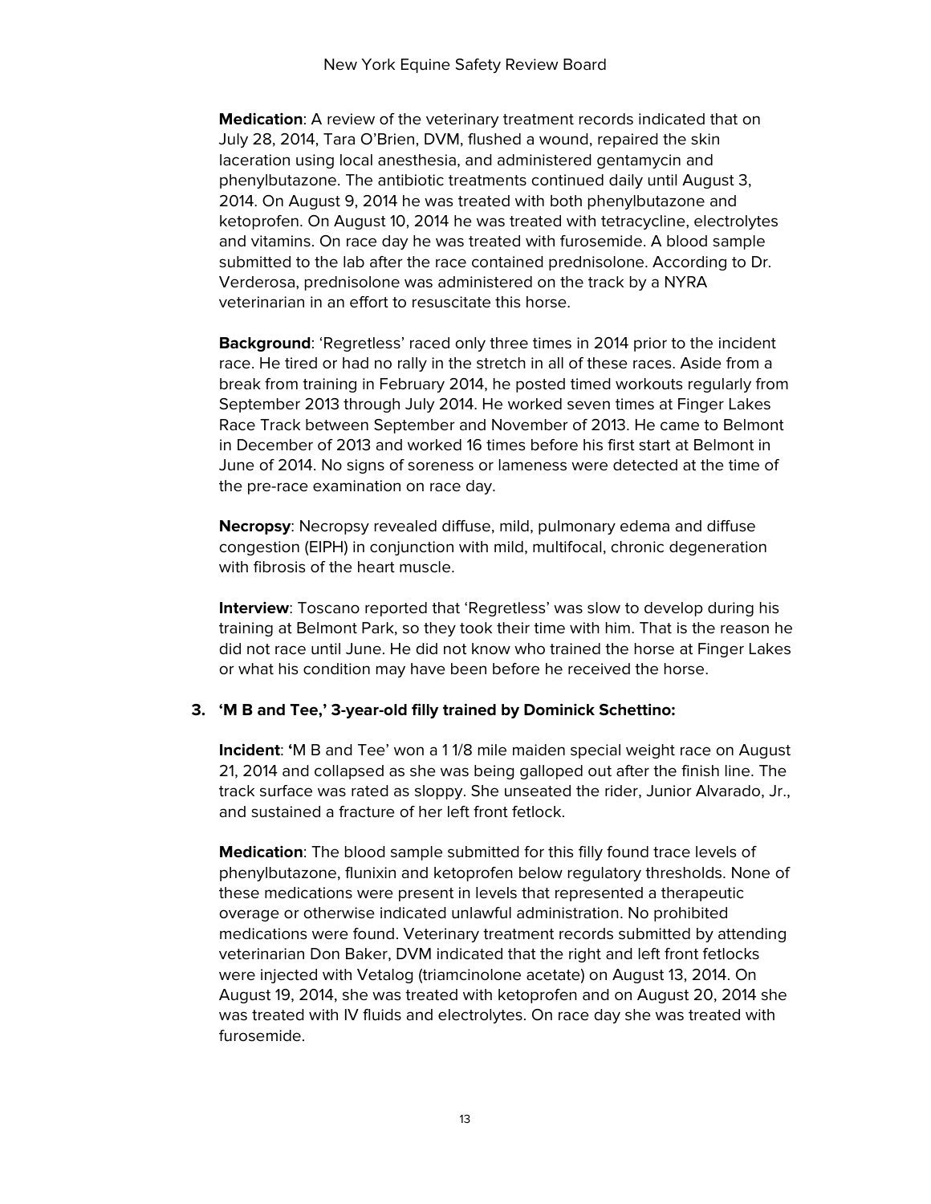**Medication**: A review of the veterinary treatment records indicated that on July 28, 2014, Tara O'Brien, DVM, flushed a wound, repaired the skin laceration using local anesthesia, and administered gentamycin and phenylbutazone. The antibiotic treatments continued daily until August 3, 2014. On August 9, 2014 he was treated with both phenylbutazone and ketoprofen. On August 10, 2014 he was treated with tetracycline, electrolytes and vitamins. On race day he was treated with furosemide. A blood sample submitted to the lab after the race contained prednisolone. According to Dr. Verderosa, prednisolone was administered on the track by a NYRA veterinarian in an effort to resuscitate this horse.

**Background**: 'Regretless' raced only three times in 2014 prior to the incident race. He tired or had no rally in the stretch in all of these races. Aside from a break from training in February 2014, he posted timed workouts regularly from September 2013 through July 2014. He worked seven times at Finger Lakes Race Track between September and November of 2013. He came to Belmont in December of 2013 and worked 16 times before his first start at Belmont in June of 2014. No signs of soreness or lameness were detected at the time of the pre-race examination on race day.

**Necropsy**: Necropsy revealed diffuse, mild, pulmonary edema and diffuse congestion (EIPH) in conjunction with mild, multifocal, chronic degeneration with fibrosis of the heart muscle.

**Interview**: Toscano reported that 'Regretless' was slow to develop during his training at Belmont Park, so they took their time with him. That is the reason he did not race until June. He did not know who trained the horse at Finger Lakes or what his condition may have been before he received the horse.

### 3. 'M B and Tee,' 3-year-old filly trained by Dominick Schettino:

**Incident**: 'M B and Tee' won a 1 1/8 mile maiden special weight race on August 21, 2014 and collapsed as she was being galloped out after the finish line. The track surface was rated as sloppy. She unseated the rider, Junior Alvarado, Jr., and sustained a fracture of her left front fetlock.

**Medication**: The blood sample submitted for this filly found trace levels of phenylbutazone, flunixin and ketoprofen below regulatory thresholds. None of these medications were present in levels that represented a therapeutic overage or otherwise indicated unlawful administration. No prohibited medications were found. Veterinary treatment records submitted by attending veterinarian Don Baker, DVM indicated that the right and left front fetlocks were injected with Vetalog (triamcinolone acetate) on August 13, 2014. On August 19, 2014, she was treated with ketoprofen and on August 20, 2014 she was treated with IV fluids and electrolytes. On race day she was treated with furosemide.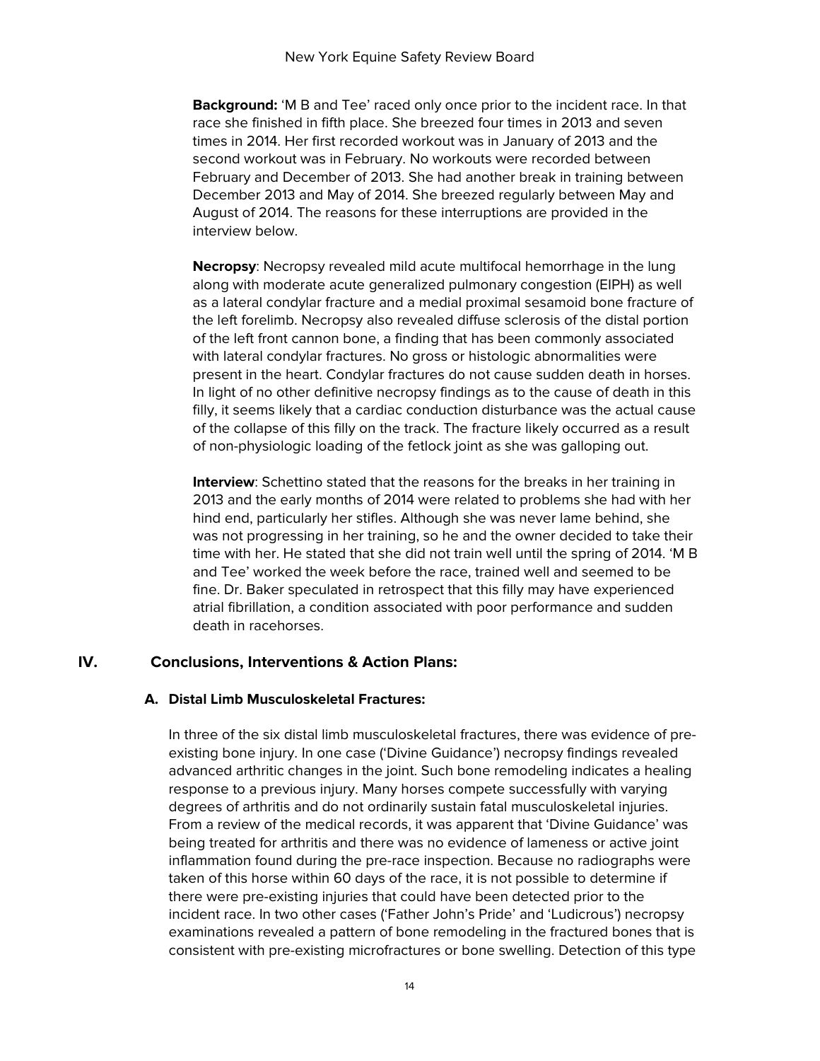**Background:** 'M B and Tee' raced only once prior to the incident race. In that race she finished in fifth place. She breezed four times in 2013 and seven times in 2014. Her first recorded workout was in January of 2013 and the second workout was in February. No workouts were recorded between February and December of 2013. She had another break in training between December 2013 and May of 2014. She breezed regularly between May and August of 2014. The reasons for these interruptions are provided in the interview below.

**Necropsy**: Necropsy revealed mild acute multifocal hemorrhage in the lung along with moderate acute generalized pulmonary congestion (EIPH) as well as a lateral condylar fracture and a medial proximal sesamoid bone fracture of the left forelimb. Necropsy also revealed diffuse sclerosis of the distal portion of the left front cannon bone, a finding that has been commonly associated with lateral condylar fractures. No gross or histologic abnormalities were present in the heart. Condylar fractures do not cause sudden death in horses. In light of no other definitive necropsy findings as to the cause of death in this filly, it seems likely that a cardiac conduction disturbance was the actual cause of the collapse of this filly on the track. The fracture likely occurred as a result of non-physiologic loading of the fetlock joint as she was galloping out.

**Interview**: Schettino stated that the reasons for the breaks in her training in 2013 and the early months of 2014 were related to problems she had with her hind end, particularly her stifles. Although she was never lame behind, she was not progressing in her training, so he and the owner decided to take their time with her. He stated that she did not train well until the spring of 2014. 'M B and Tee' worked the week before the race, trained well and seemed to be fine. Dr. Baker speculated in retrospect that this filly may have experienced atrial fibrillation, a condition associated with poor performance and sudden death in racehorses.

## IV. Conclusions, Interventions & Action Plans:

### A. Distal Limb Musculoskeletal Fractures:

In three of the six distal limb musculoskeletal fractures, there was evidence of pre-existing bone injury. In one case ('Divine Guidance') necropsy findings revealed advanced arthritic changes in the joint. Such bone remodeling indicates a healing response to a previous injury. Many horses compete successfully with varying degrees of arthritis and do not ordinarily sustain fatal musculoskeletal injuries. From a review of the medical records, it was apparent that 'Divine Guidance' was being treated for arthritis and there was no evidence of lameness or active joint inflammation found during the pre-race inspection. Because no radiographs were taken of this horse within 60 days of the race, it is not possible to determine if there were pre-existing injuries that could have been detected prior to the incident race. In two other cases ('Father John's Pride' and 'Ludicrous') necropsy examinations revealed a pattern of bone remodeling in the fractured bones that is consistent with pre-existing microfractures or bone swelling. Detection of this type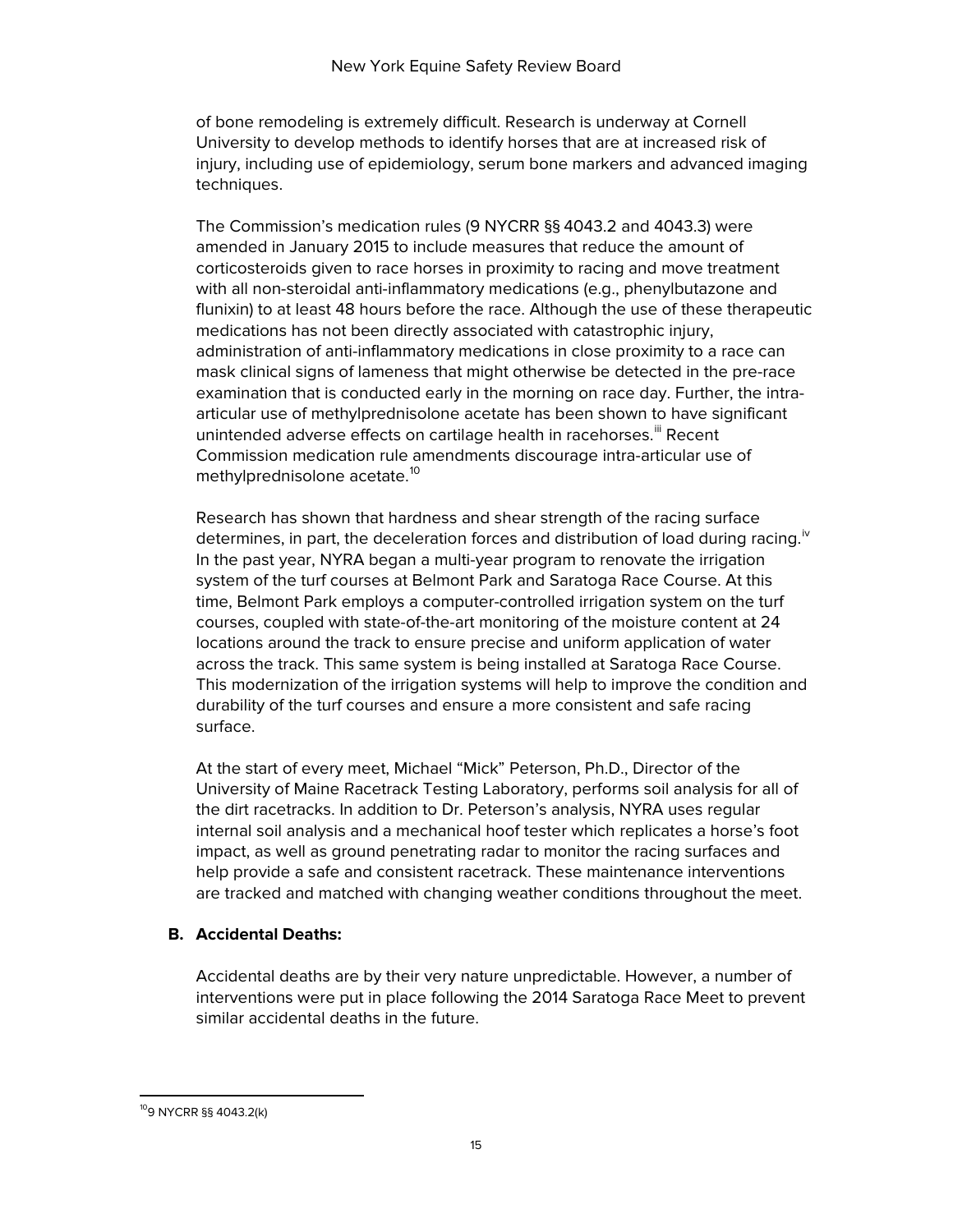of bone remodeling is extremely difficult. Research is underway at Cornell University to develop methods to identify horses that are at increased risk of injury, including use of epidemiology, serum bone markers and advanced imaging techniques.

The Commission's medication rules (9 NYCRR §§ 4043.2 and 4043.3) were amended in January 2015 to include measures that reduce the amount of corticosteroids given to race horses in proximity to racing and move treatment with all non-steroidal anti-inflammatory medications (e.g., phenylbutazone and flunixin) to at least 48 hours before the race. Although the use of these therapeutic medications has not been directly associated with catastrophic injury, administration of anti-inflammatory medications in close proximity to a race can mask clinical signs of lameness that might otherwise be detected in the pre-race examination that is conducted early in the morning on race day. Further, the intra-articular use of methylprednisolone acetate has been shown to have significant unintended adverse effects on cartilage health in racehorses.[iii] Recent Commission medication rule amendments discourage intra-articular use of methylprednisolone acetate.[10]

Research has shown that hardness and shear strength of the racing surface determines, in part, the deceleration forces and distribution of load during racing.[iv] In the past year, NYRA began a multi-year program to renovate the irrigation system of the turf courses at Belmont Park and Saratoga Race Course. At this time, Belmont Park employs a computer-controlled irrigation system on the turf courses, coupled with state-of-the-art monitoring of the moisture content at 24 locations around the track to ensure precise and uniform application of water across the track. This same system is being installed at Saratoga Race Course. This modernization of the irrigation systems will help to improve the condition and durability of the turf courses and ensure a more consistent and safe racing surface.

At the start of every meet, Michael "Mick" Peterson, Ph.D., Director of the University of Maine Racetrack Testing Laboratory, performs soil analysis for all of the dirt racetracks. In addition to Dr. Peterson's analysis, NYRA uses regular internal soil analysis and a mechanical hoof tester which replicates a horse's foot impact, as well as ground penetrating radar to monitor the racing surfaces and help provide a safe and consistent racetrack. These maintenance interventions are tracked and matched with changing weather conditions throughout the meet.

### B. Accidental Deaths:

Accidental deaths are by their very nature unpredictable. However, a number of interventions were put in place following the 2014 Saratoga Race Meet to prevent similar accidental deaths in the future.

---

[10] 9 NYCRR §§ 4043.2(k)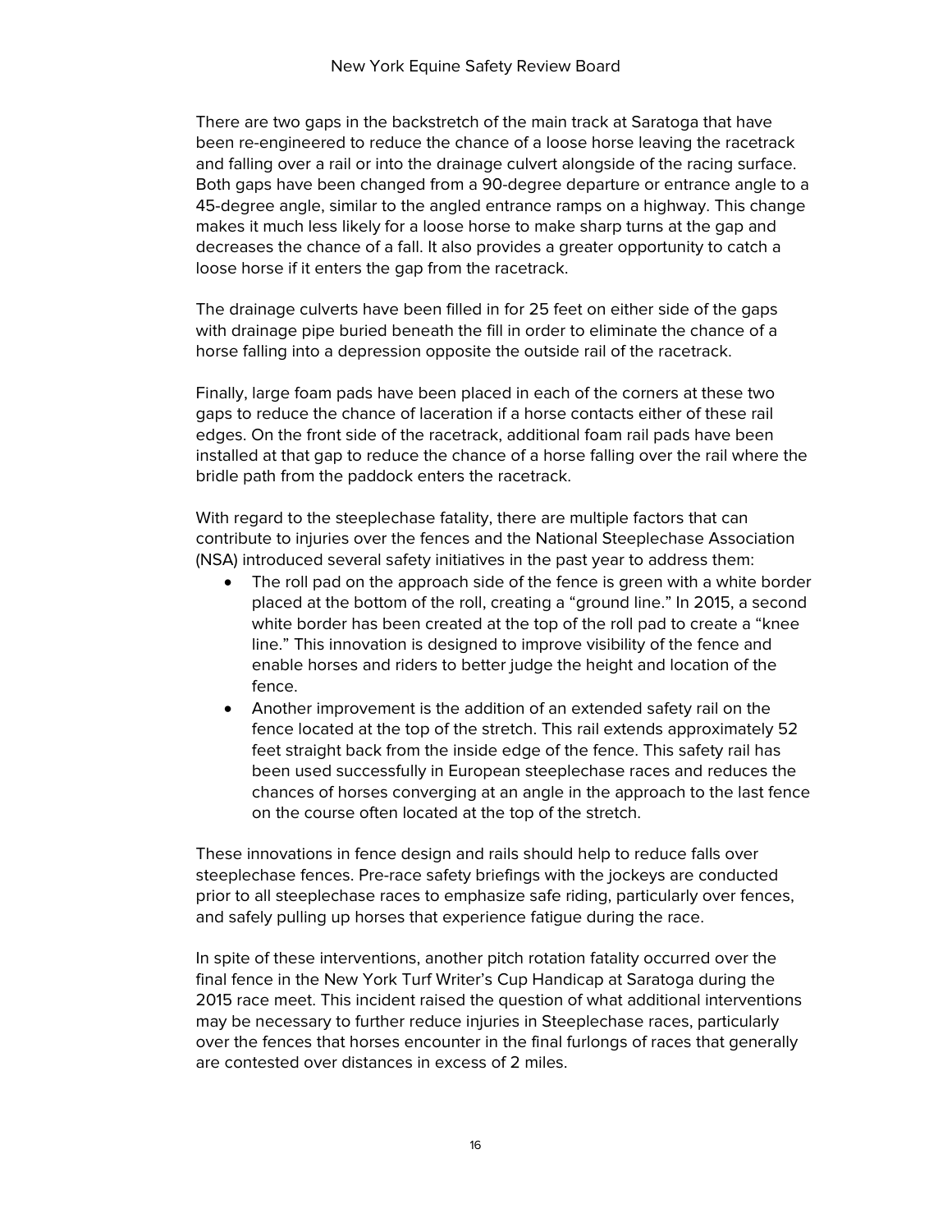There are two gaps in the backstretch of the main track at Saratoga that have been re-engineered to reduce the chance of a loose horse leaving the racetrack and falling over a rail or into the drainage culvert alongside of the racing surface. Both gaps have been changed from a 90-degree departure or entrance angle to a 45-degree angle, similar to the angled entrance ramps on a highway. This change makes it much less likely for a loose horse to make sharp turns at the gap and decreases the chance of a fall. It also provides a greater opportunity to catch a loose horse if it enters the gap from the racetrack.

The drainage culverts have been filled in for 25 feet on either side of the gaps with drainage pipe buried beneath the fill in order to eliminate the chance of a horse falling into a depression opposite the outside rail of the racetrack.

Finally, large foam pads have been placed in each of the corners at these two gaps to reduce the chance of laceration if a horse contacts either of these rail edges. On the front side of the racetrack, additional foam rail pads have been installed at that gap to reduce the chance of a horse falling over the rail where the bridle path from the paddock enters the racetrack.

With regard to the steeplechase fatality, there are multiple factors that can contribute to injuries over the fences and the National Steeplechase Association (NSA) introduced several safety initiatives in the past year to address them:

- The roll pad on the approach side of the fence is green with a white border placed at the bottom of the roll, creating a "ground line." In 2015, a second white border has been created at the top of the roll pad to create a "knee line." This innovation is designed to improve visibility of the fence and enable horses and riders to better judge the height and location of the fence.
- Another improvement is the addition of an extended safety rail on the fence located at the top of the stretch. This rail extends approximately 52 feet straight back from the inside edge of the fence. This safety rail has been used successfully in European steeplechase races and reduces the chances of horses converging at an angle in the approach to the last fence on the course often located at the top of the stretch.

These innovations in fence design and rails should help to reduce falls over steeplechase fences. Pre-race safety briefings with the jockeys are conducted prior to all steeplechase races to emphasize safe riding, particularly over fences, and safely pulling up horses that experience fatigue during the race.

In spite of these interventions, another pitch rotation fatality occurred over the final fence in the New York Turf Writer's Cup Handicap at Saratoga during the 2015 race meet. This incident raised the question of what additional interventions may be necessary to further reduce injuries in Steeplechase races, particularly over the fences that horses encounter in the final furlongs of races that generally are contested over distances in excess of 2 miles.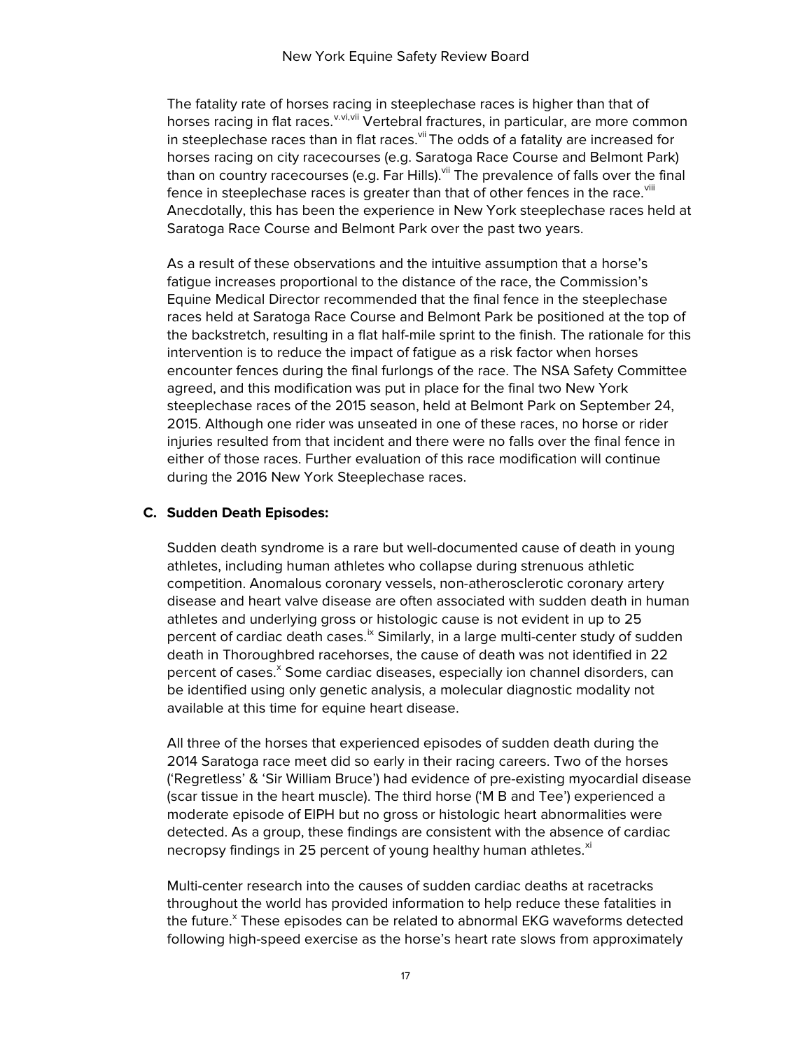The fatality rate of horses racing in steeplechase races is higher than that of horses racing in flat races.[v,vi,vii] Vertebral fractures, in particular, are more common in steeplechase races than in flat races.[vii] The odds of a fatality are increased for horses racing on city racecourses (e.g. Saratoga Race Course and Belmont Park) than on country racecourses (e.g. Far Hills).[vii] The prevalence of falls over the final fence in steeplechase races is greater than that of other fences in the race.[viii] Anecdotally, this has been the experience in New York steeplechase races held at Saratoga Race Course and Belmont Park over the past two years.

As a result of these observations and the intuitive assumption that a horse's fatigue increases proportional to the distance of the race, the Commission's Equine Medical Director recommended that the final fence in the steeplechase races held at Saratoga Race Course and Belmont Park be positioned at the top of the backstretch, resulting in a flat half-mile sprint to the finish. The rationale for this intervention is to reduce the impact of fatigue as a risk factor when horses encounter fences during the final furlongs of the race. The NSA Safety Committee agreed, and this modification was put in place for the final two New York steeplechase races of the 2015 season, held at Belmont Park on September 24, 2015. Although one rider was unseated in one of these races, no horse or rider injuries resulted from that incident and there were no falls over the final fence in either of those races. Further evaluation of this race modification will continue during the 2016 New York Steeplechase races.

### C. Sudden Death Episodes:

Sudden death syndrome is a rare but well-documented cause of death in young athletes, including human athletes who collapse during strenuous athletic competition. Anomalous coronary vessels, non-atherosclerotic coronary artery disease and heart valve disease are often associated with sudden death in human athletes and underlying gross or histologic cause is not evident in up to 25 percent of cardiac death cases.[ix] Similarly, in a large multi-center study of sudden death in Thoroughbred racehorses, the cause of death was not identified in 22 percent of cases.[x] Some cardiac diseases, especially ion channel disorders, can be identified using only genetic analysis, a molecular diagnostic modality not available at this time for equine heart disease.

All three of the horses that experienced episodes of sudden death during the 2014 Saratoga race meet did so early in their racing careers. Two of the horses ('Regretless' & 'Sir William Bruce') had evidence of pre-existing myocardial disease (scar tissue in the heart muscle). The third horse ('M B and Tee') experienced a moderate episode of EIPH but no gross or histologic heart abnormalities were detected. As a group, these findings are consistent with the absence of cardiac necropsy findings in 25 percent of young healthy human athletes.[xi]

Multi-center research into the causes of sudden cardiac deaths at racetracks throughout the world has provided information to help reduce these fatalities in the future.[x] These episodes can be related to abnormal EKG waveforms detected following high-speed exercise as the horse's heart rate slows from approximately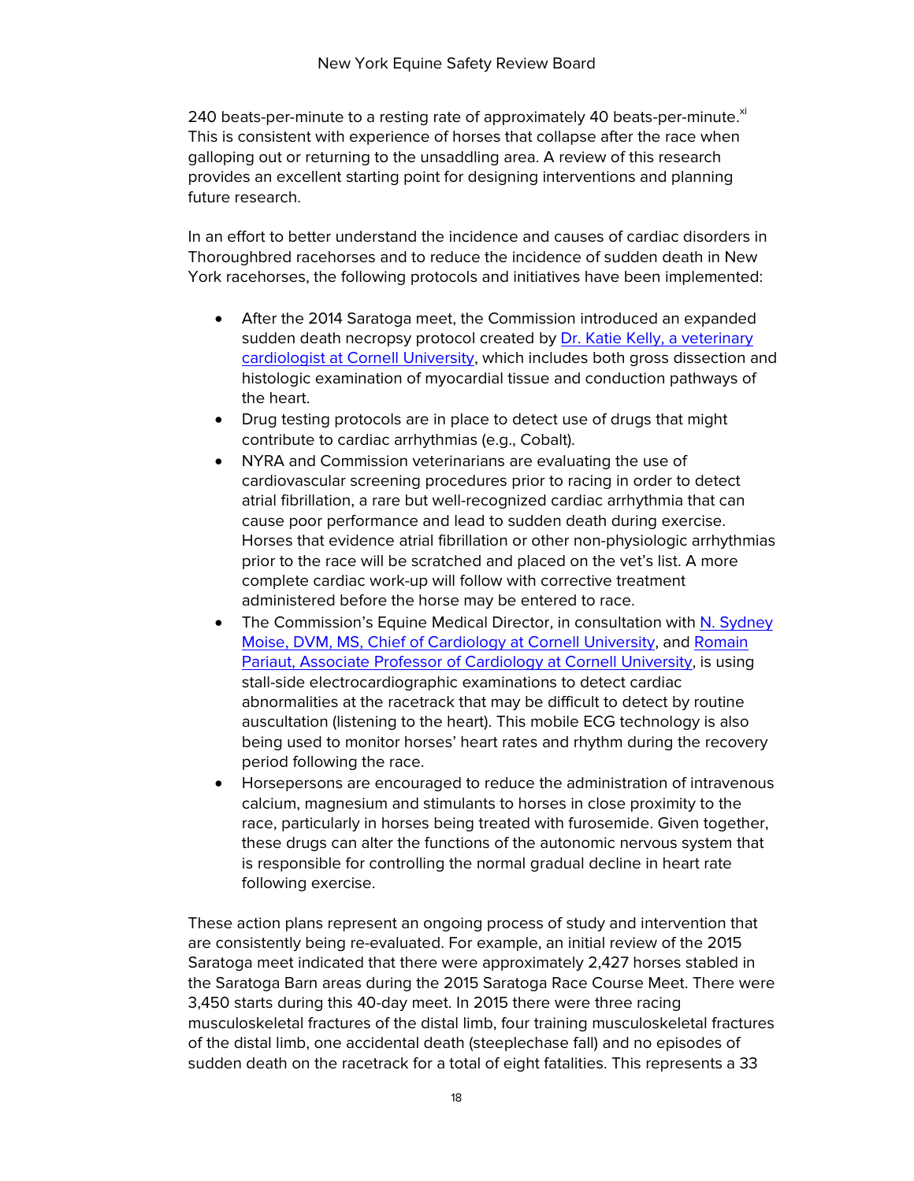240 beats-per-minute to a resting rate of approximately 40 beats-per-minute.[xi] This is consistent with experience of horses that collapse after the race when galloping out or returning to the unsaddling area. A review of this research provides an excellent starting point for designing interventions and planning future research.

In an effort to better understand the incidence and causes of cardiac disorders in Thoroughbred racehorses and to reduce the incidence of sudden death in New York racehorses, the following protocols and initiatives have been implemented:

- After the 2014 Saratoga meet, the Commission introduced an expanded sudden death necropsy protocol created by Dr. Katie Kelly, a veterinary cardiologist at Cornell University, which includes both gross dissection and histologic examination of myocardial tissue and conduction pathways of the heart.
- Drug testing protocols are in place to detect use of drugs that might contribute to cardiac arrhythmias (e.g., Cobalt).
- NYRA and Commission veterinarians are evaluating the use of cardiovascular screening procedures prior to racing in order to detect atrial fibrillation, a rare but well-recognized cardiac arrhythmia that can cause poor performance and lead to sudden death during exercise. Horses that evidence atrial fibrillation or other non-physiologic arrhythmias prior to the race will be scratched and placed on the vet's list. A more complete cardiac work-up will follow with corrective treatment administered before the horse may be entered to race.
- The Commission's Equine Medical Director, in consultation with N. Sydney Moise, DVM, MS, Chief of Cardiology at Cornell University, and Romain Pariaut, Associate Professor of Cardiology at Cornell University, is using stall-side electrocardiographic examinations to detect cardiac abnormalities at the racetrack that may be difficult to detect by routine auscultation (listening to the heart). This mobile ECG technology is also being used to monitor horses' heart rates and rhythm during the recovery period following the race.
- Horsepersons are encouraged to reduce the administration of intravenous calcium, magnesium and stimulants to horses in close proximity to the race, particularly in horses being treated with furosemide. Given together, these drugs can alter the functions of the autonomic nervous system that is responsible for controlling the normal gradual decline in heart rate following exercise.

These action plans represent an ongoing process of study and intervention that are consistently being re-evaluated. For example, an initial review of the 2015 Saratoga meet indicated that there were approximately 2,427 horses stabled in the Saratoga Barn areas during the 2015 Saratoga Race Course Meet. There were 3,450 starts during this 40-day meet. In 2015 there were three racing musculoskeletal fractures of the distal limb, four training musculoskeletal fractures of the distal limb, one accidental death (steeplechase fall) and no episodes of sudden death on the racetrack for a total of eight fatalities. This represents a 33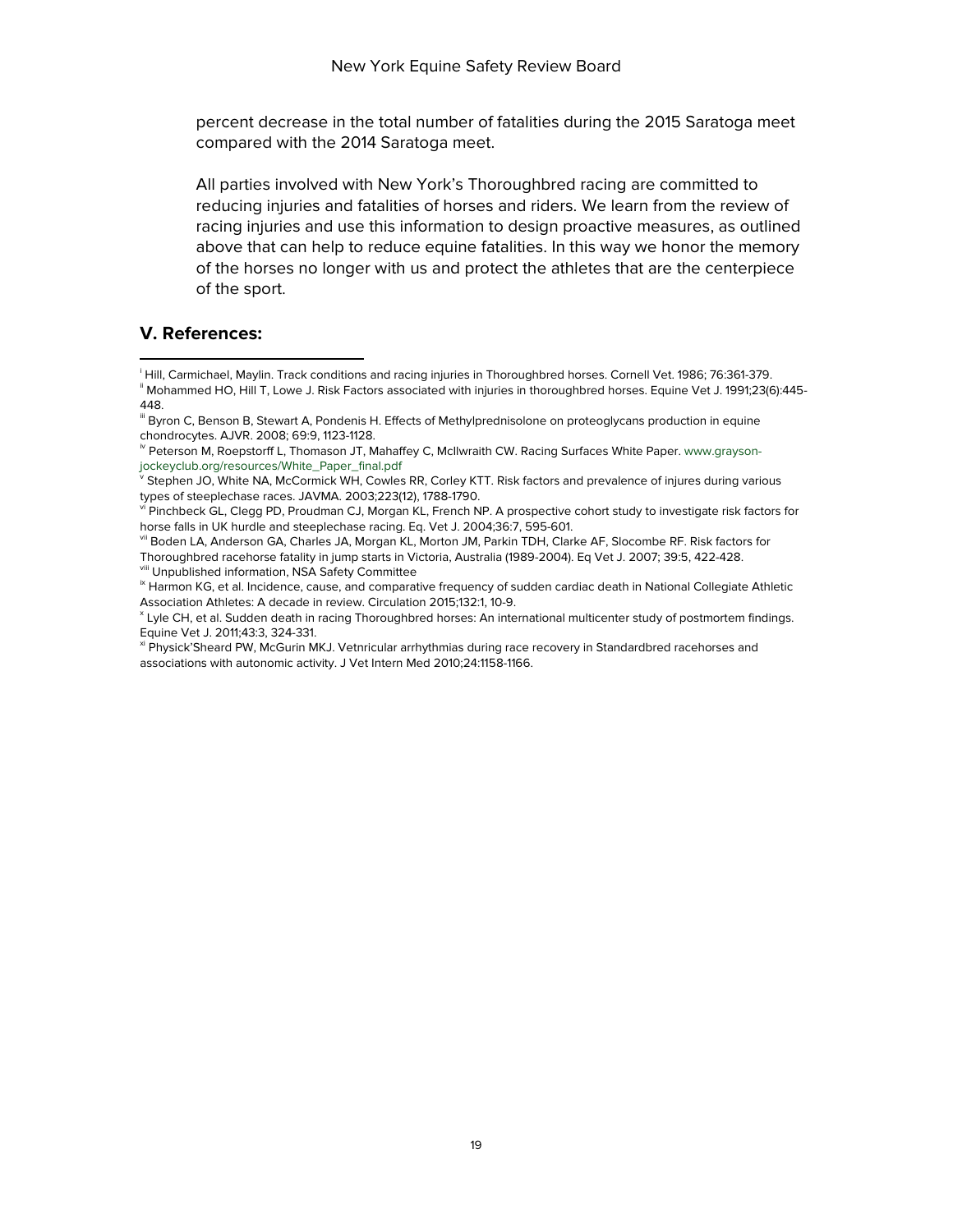percent decrease in the total number of fatalities during the 2015 Saratoga meet compared with the 2014 Saratoga meet.

All parties involved with New York's Thoroughbred racing are committed to reducing injuries and fatalities of horses and riders. We learn from the review of racing injuries and use this information to design proactive measures, as outlined above that can help to reduce equine fatalities. In this way we honor the memory of the horses no longer with us and protect the athletes that are the centerpiece of the sport.

## V. References:

[i] Hill, Carmichael, Maylin. Track conditions and racing injuries in Thoroughbred horses. Cornell Vet. 1986; 76:361-379.

[ii] Mohammed HO, Hill T, Lowe J. Risk Factors associated with injuries in thoroughbred horses. Equine Vet J. 1991;23(6):445-448.

[iii] Byron C, Benson B, Stewart A, Pondenis H. Effects of Methylprednisolone on proteoglycans production in equine chondrocytes. AJVR. 2008; 69:9, 1123-1128.

[iv] Peterson M, Roepstorff L, Thomason JT, Mahaffey C, McIlwraith CW. Racing Surfaces White Paper. www.grayson-jockeyclub.org/resources/White_Paper_final.pdf

[v] Stephen JO, White NA, McCormick WH, Cowles RR, Corley KTT. Risk factors and prevalence of injures during various types of steeplechase races. JAVMA. 2003;223(12), 1788-1790.

[vi] Pinchbeck GL, Clegg PD, Proudman CJ, Morgan KL, French NP. A prospective cohort study to investigate risk factors for horse falls in UK hurdle and steeplechase racing. Eq. Vet J. 2004;36:7, 595-601.

[vii] Boden LA, Anderson GA, Charles JA, Morgan KL, Morton JM, Parkin TDH, Clarke AF, Slocombe RF. Risk factors for Thoroughbred racehorse fatality in jump starts in Victoria, Australia (1989-2004). Eq Vet J. 2007; 39:5, 422-428.

[viii] Unpublished information, NSA Safety Committee

[ix] Harmon KG, et al. Incidence, cause, and comparative frequency of sudden cardiac death in National Collegiate Athletic Association Athletes: A decade in review. Circulation 2015;132:1, 10-9.

[x] Lyle CH, et al. Sudden death in racing Thoroughbred horses: An international multicenter study of postmortem findings. Equine Vet J. 2011;43:3, 324-331.

[xi] Physick'Sheard PW, McGurin MKJ. Vetnricular arrhythmias during race recovery in Standardbred racehorses and associations with autonomic activity. J Vet Intern Med 2010;24:1158-1166.